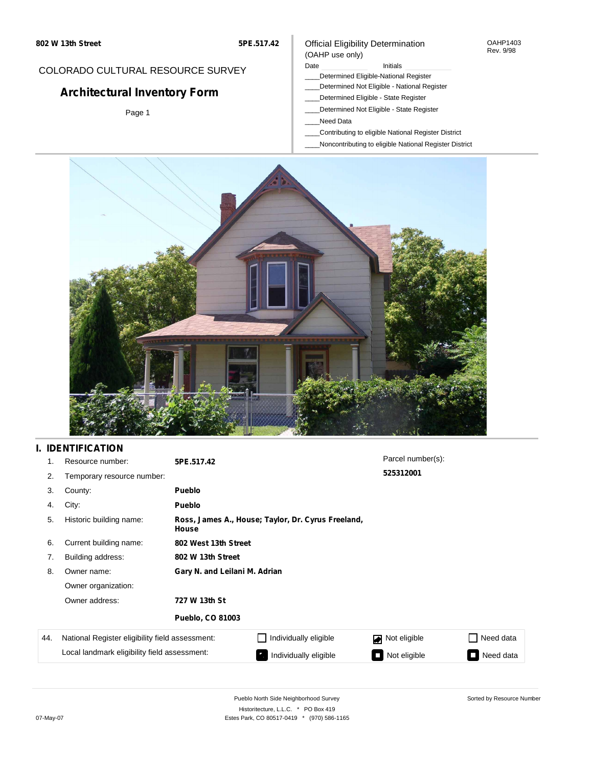802 W 13th Street 5PE.517.42

COLORADO CULTURAL RESOURCE SURVEY

# Architectural Inventory Form

Page 1

Official Eligibility Determination
(OAHP use only)

OAHP1403
Rev. 9/98

Date ____________ Initials ____________

____Determined Eligible-National Register
____Determined Not Eligible - National Register
____Determined Eligible - State Register
____Determined Not Eligible - State Register
____Need Data
____Contributing to eligible National Register District
____Noncontributing to eligible National Register District

## I. IDENTIFICATION

| | | | |
|---|---|---|---|
| 1. | Resource number: | **5PE.517.42** | Parcel number(s): |
| 2. | Temporary resource number: | | **525312001** |
| 3. | County: | **Pueblo** | |
| 4. | City: | **Pueblo** | |
| 5. | Historic building name: | **Ross, James A., House; Taylor, Dr. Cyrus Freeland, House** | |
| 6. | Current building name: | **802 West 13th Street** | |
| 7. | Building address: | **802 W 13th Street** | |
| 8. | Owner name: | **Gary N. and Leilani M. Adrian** | |
| | Owner organization: | | |
| | Owner address: | **727 W 13th St** | |
| | | **Pueblo, CO 81003** | |

| 44. | National Register eligibility field assessment: | ☐ Individually eligible | ☑ Not eligible | ☐ Need data |
|---|---|---|---|---|
| | Local landmark eligibility field assessment: | ■ Individually eligible | ■ Not eligible | ■ Need data |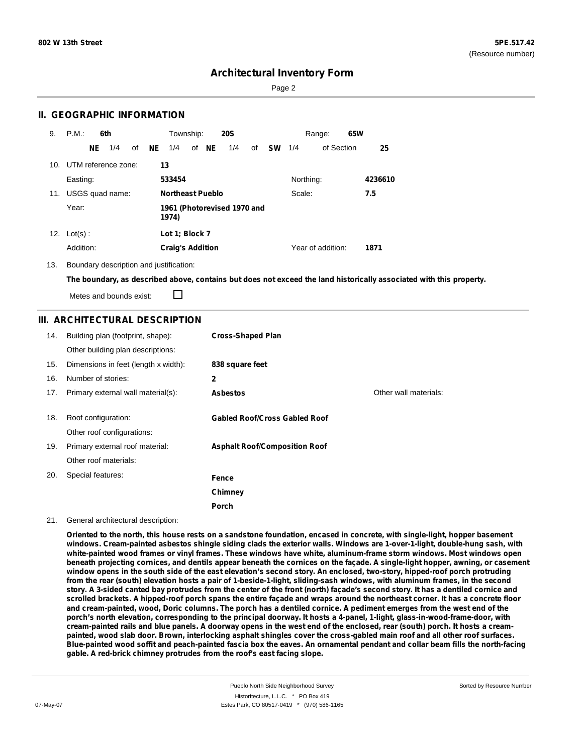## II. GEOGRAPHIC INFORMATION

9. P.M.: **6th** Township: **20S** Range: **65W**

**NE** 1/4 of **NE** 1/4 of **NE** 1/4 of **SW** 1/4 of Section **25**

10. UTM reference zone: **13**

Easting: **533454** Northing: **4236610**

11. USGS quad name: **Northeast Pueblo** Scale: **7.5**

Year: **1961 (Photorevised 1970 and 1974)**

12. Lot(s): **Lot 1; Block 7**

Addition: **Craig's Addition** Year of addition: **1871**

13. Boundary description and justification:

**The boundary, as described above, contains but does not exceed the land historically associated with this property.**

Metes and bounds exist: ☐

## III. ARCHITECTURAL DESCRIPTION

| | | | |
|---|---|---|---|
| 14. | Building plan (footprint, shape): | **Cross-Shaped Plan** | |
| | Other building plan descriptions: | | |
| 15. | Dimensions in feet (length x width): | **838 square feet** | |
| 16. | Number of stories: | **2** | |
| 17. | Primary external wall material(s): | **Asbestos** | Other wall materials: |
| 18. | Roof configuration: | **Gabled Roof/Cross Gabled Roof** | |
| | Other roof configurations: | | |
| 19. | Primary external roof material: | **Asphalt Roof/Composition Roof** | |
| | Other roof materials: | | |
| 20. | Special features: | **Fence**<br>**Chimney**<br>**Porch** | |

21. General architectural description:

**Oriented to the north, this house rests on a sandstone foundation, encased in concrete, with single-light, hopper basement windows. Cream-painted asbestos shingle siding clads the exterior walls. Windows are 1-over-1-light, double-hung sash, with white-painted wood frames or vinyl frames. These windows have white, aluminum-frame storm windows. Most windows open beneath projecting cornices, and dentils appear beneath the cornices on the façade. A single-light hopper, awning, or casement window opens in the south side of the east elevation's second story. An enclosed, two-story, hipped-roof porch protruding from the rear (south) elevation hosts a pair of 1-beside-1-light, sliding-sash windows, with aluminum frames, in the second story. A 3-sided canted bay protrudes from the center of the front (north) façade's second story. It has a dentiled cornice and scrolled brackets. A hipped-roof porch spans the entire façade and wraps around the northeast corner. It has a concrete floor and cream-painted, wood, Doric columns. The porch has a dentiled cornice. A pediment emerges from the west end of the porch's north elevation, corresponding to the principal doorway. It hosts a 4-panel, 1-light, glass-in-wood-frame-door, with cream-painted rails and blue panels. A doorway opens in the west end of the enclosed, rear (south) porch. It hosts a cream-painted, wood slab door. Brown, interlocking asphalt shingles cover the cross-gabled main roof and all other roof surfaces. Blue-painted wood soffit and peach-painted fascia box the eaves. An ornamental pendant and collar beam fills the north-facing gable. A red-brick chimney protrudes from the roof's east facing slope.**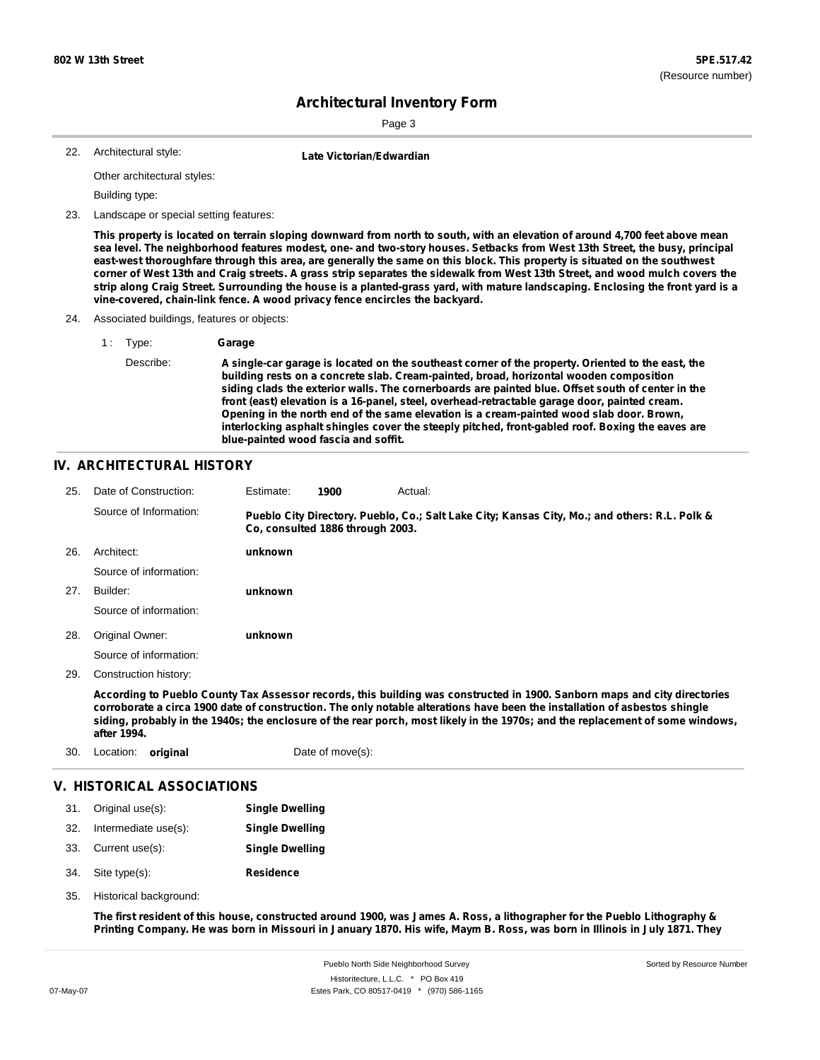## Architectural Inventory Form

22. Architectural style: **Late Victorian/Edwardian**

Other architectural styles:

Building type:

23. Landscape or special setting features:

**This property is located on terrain sloping downward from north to south, with an elevation of around 4,700 feet above mean sea level. The neighborhood features modest, one- and two-story houses. Setbacks from West 13th Street, the busy, principal east-west thoroughfare through this area, are generally the same on this block. This property is situated on the southwest corner of West 13th and Craig streets. A grass strip separates the sidewalk from West 13th Street, and wood mulch covers the strip along Craig Street. Surrounding the house is a planted-grass yard, with mature landscaping. Enclosing the front yard is a vine-covered, chain-link fence. A wood privacy fence encircles the backyard.**

24. Associated buildings, features or objects:

1 : Type: **Garage**

Describe: **A single-car garage is located on the southeast corner of the property. Oriented to the east, the building rests on a concrete slab. Cream-painted, broad, horizontal wooden composition siding clads the exterior walls. The cornerboards are painted blue. Offset south of center in the front (east) elevation is a 16-panel, steel, overhead-retractable garage door, painted cream. Opening in the north end of the same elevation is a cream-painted wood slab door. Brown, interlocking asphalt shingles cover the steeply pitched, front-gabled roof. Boxing the eaves are blue-painted wood fascia and soffit.**

## IV. ARCHITECTURAL HISTORY

25. Date of Construction: Estimate: **1900** Actual:

Source of Information: **Pueblo City Directory. Pueblo, Co.; Salt Lake City; Kansas City, Mo.; and others: R.L. Polk & Co, consulted 1886 through 2003.**

26. Architect: **unknown**

Source of information:

27. Builder: **unknown**

Source of information:

28. Original Owner: **unknown**

Source of information:

29. Construction history:

**According to Pueblo County Tax Assessor records, this building was constructed in 1900. Sanborn maps and city directories corroborate a circa 1900 date of construction. The only notable alterations have been the installation of asbestos shingle siding, probably in the 1940s; the enclosure of the rear porch, most likely in the 1970s; and the replacement of some windows, after 1994.**

30. Location: **original** Date of move(s):

## V. HISTORICAL ASSOCIATIONS

31. Original use(s): **Single Dwelling**
32. Intermediate use(s): **Single Dwelling**
33. Current use(s): **Single Dwelling**
34. Site type(s): **Residence**
35. Historical background:

**The first resident of this house, constructed around 1900, was James A. Ross, a lithographer for the Pueblo Lithography & Printing Company. He was born in Missouri in January 1870. His wife, Maym B. Ross, was born in Illinois in July 1871. They**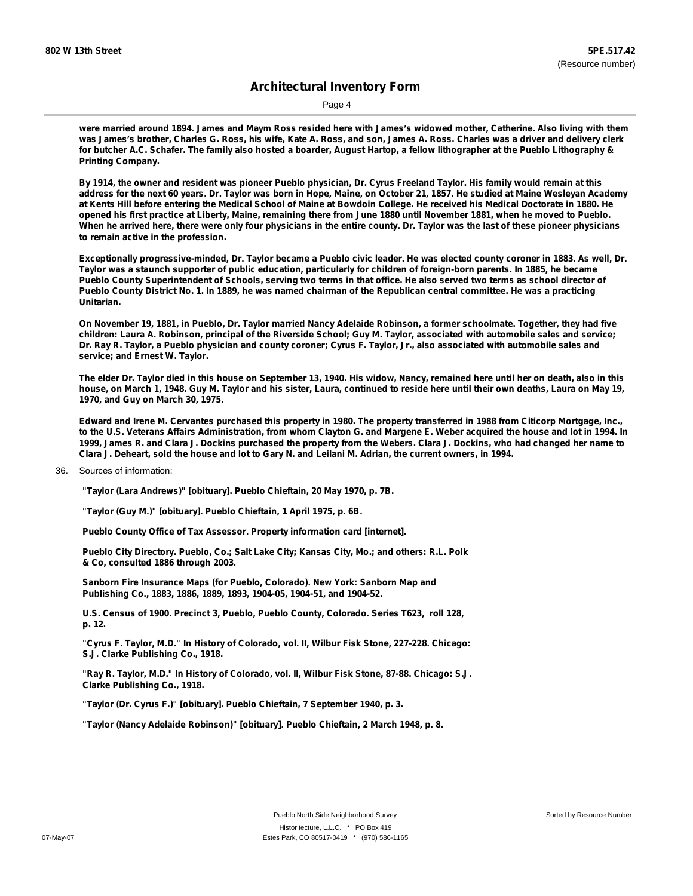were married around 1894. James and Maym Ross resided here with James's widowed mother, Catherine. Also living with them was James's brother, Charles G. Ross, his wife, Kate A. Ross, and son, James A. Ross. Charles was a driver and delivery clerk for butcher A.C. Schafer. The family also hosted a boarder, August Hartop, a fellow lithographer at the Pueblo Lithography & Printing Company.

By 1914, the owner and resident was pioneer Pueblo physician, Dr. Cyrus Freeland Taylor. His family would remain at this address for the next 60 years. Dr. Taylor was born in Hope, Maine, on October 21, 1857. He studied at Maine Wesleyan Academy at Kents Hill before entering the Medical School of Maine at Bowdoin College. He received his Medical Doctorate in 1880. He opened his first practice at Liberty, Maine, remaining there from June 1880 until November 1881, when he moved to Pueblo. When he arrived here, there were only four physicians in the entire county. Dr. Taylor was the last of these pioneer physicians to remain active in the profession.

Exceptionally progressive-minded, Dr. Taylor became a Pueblo civic leader. He was elected county coroner in 1883. As well, Dr. Taylor was a staunch supporter of public education, particularly for children of foreign-born parents. In 1885, he became Pueblo County Superintendent of Schools, serving two terms in that office. He also served two terms as school director of Pueblo County District No. 1. In 1889, he was named chairman of the Republican central committee. He was a practicing Unitarian.

On November 19, 1881, in Pueblo, Dr. Taylor married Nancy Adelaide Robinson, a former schoolmate. Together, they had five children: Laura A. Robinson, principal of the Riverside School; Guy M. Taylor, associated with automobile sales and service; Dr. Ray R. Taylor, a Pueblo physician and county coroner; Cyrus F. Taylor, Jr., also associated with automobile sales and service; and Ernest W. Taylor.

The elder Dr. Taylor died in this house on September 13, 1940. His widow, Nancy, remained here until her on death, also in this house, on March 1, 1948. Guy M. Taylor and his sister, Laura, continued to reside here until their own deaths, Laura on May 19, 1970, and Guy on March 30, 1975.

Edward and Irene M. Cervantes purchased this property in 1980. The property transferred in 1988 from Citicorp Mortgage, Inc., to the U.S. Veterans Affairs Administration, from whom Clayton G. and Margene E. Weber acquired the house and lot in 1994. In 1999, James R. and Clara J. Dockins purchased the property from the Webers. Clara J. Dockins, who had changed her name to Clara J. Deheart, sold the house and lot to Gary N. and Leilani M. Adrian, the current owners, in 1994.

36. Sources of information:

"Taylor (Lara Andrews)" [obituary]. Pueblo Chieftain, 20 May 1970, p. 7B.

"Taylor (Guy M.)" [obituary]. Pueblo Chieftain, 1 April 1975, p. 6B.

Pueblo County Office of Tax Assessor. Property information card [internet].

Pueblo City Directory. Pueblo, Co.; Salt Lake City; Kansas City, Mo.; and others: R.L. Polk & Co, consulted 1886 through 2003.

Sanborn Fire Insurance Maps (for Pueblo, Colorado). New York: Sanborn Map and Publishing Co., 1883, 1886, 1889, 1893, 1904-05, 1904-51, and 1904-52.

U.S. Census of 1900. Precinct 3, Pueblo, Pueblo County, Colorado. Series T623, roll 128, p. 12.

"Cyrus F. Taylor, M.D." In History of Colorado, vol. II, Wilbur Fisk Stone, 227-228. Chicago: S.J. Clarke Publishing Co., 1918.

"Ray R. Taylor, M.D." In History of Colorado, vol. II, Wilbur Fisk Stone, 87-88. Chicago: S.J. Clarke Publishing Co., 1918.

"Taylor (Dr. Cyrus F.)" [obituary]. Pueblo Chieftain, 7 September 1940, p. 3.

"Taylor (Nancy Adelaide Robinson)" [obituary]. Pueblo Chieftain, 2 March 1948, p. 8.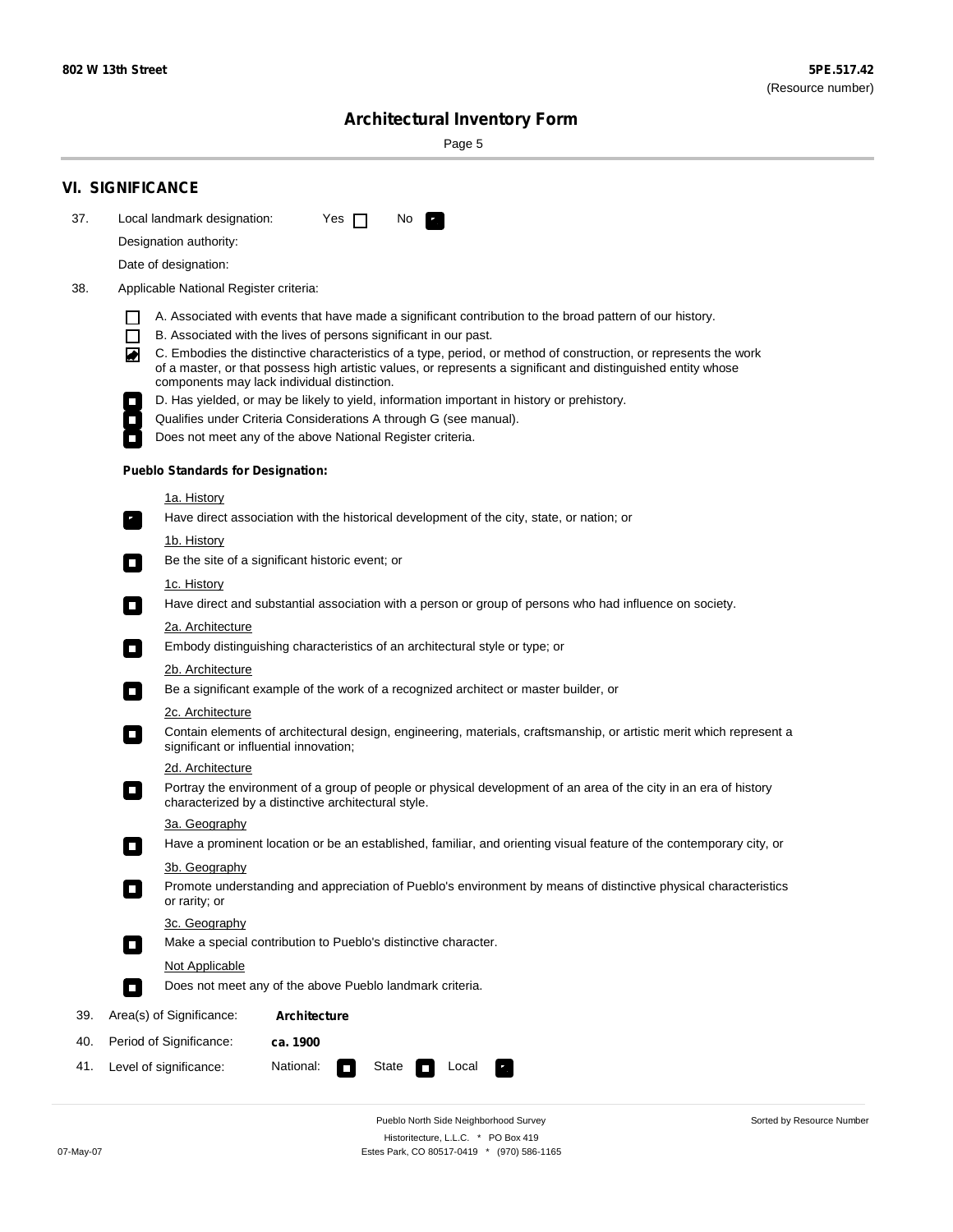## VI. SIGNIFICANCE

37. Local landmark designation: Yes ☐ No ☑

Designation authority:

Date of designation:

38. Applicable National Register criteria:

- ☐ A. Associated with events that have made a significant contribution to the broad pattern of our history.
- ☐ B. Associated with the lives of persons significant in our past.
- ☑ C. Embodies the distinctive characteristics of a type, period, or method of construction, or represents the work of a master, or that possess high artistic values, or represents a significant and distinguished entity whose components may lack individual distinction.
- ☐ D. Has yielded, or may be likely to yield, information important in history or prehistory.
- ☐ Qualifies under Criteria Considerations A through G (see manual).
- ☐ Does not meet any of the above National Register criteria.

**Pueblo Standards for Designation:**

1a. History

☑ Have direct association with the historical development of the city, state, or nation; or

1b. History

☐ Be the site of a significant historic event; or

1c. History

☐ Have direct and substantial association with a person or group of persons who had influence on society.

2a. Architecture

☐ Embody distinguishing characteristics of an architectural style or type; or

2b. Architecture

☐ Be a significant example of the work of a recognized architect or master builder, or

2c. Architecture

☐ Contain elements of architectural design, engineering, materials, craftsmanship, or artistic merit which represent a significant or influential innovation;

2d. Architecture

☐ Portray the environment of a group of people or physical development of an area of the city in an era of history characterized by a distinctive architectural style.

3a. Geography

☐ Have a prominent location or be an established, familiar, and orienting visual feature of the contemporary city, or

3b. Geography

☐ Promote understanding and appreciation of Pueblo's environment by means of distinctive physical characteristics or rarity; or

3c. Geography

☐ Make a special contribution to Pueblo's distinctive character.

Not Applicable

☐ Does not meet any of the above Pueblo landmark criteria.

39. Area(s) of Significance: **Architecture**

40. Period of Significance: **ca. 1900**

41. Level of significance: National: ☐ State ☐ Local ☑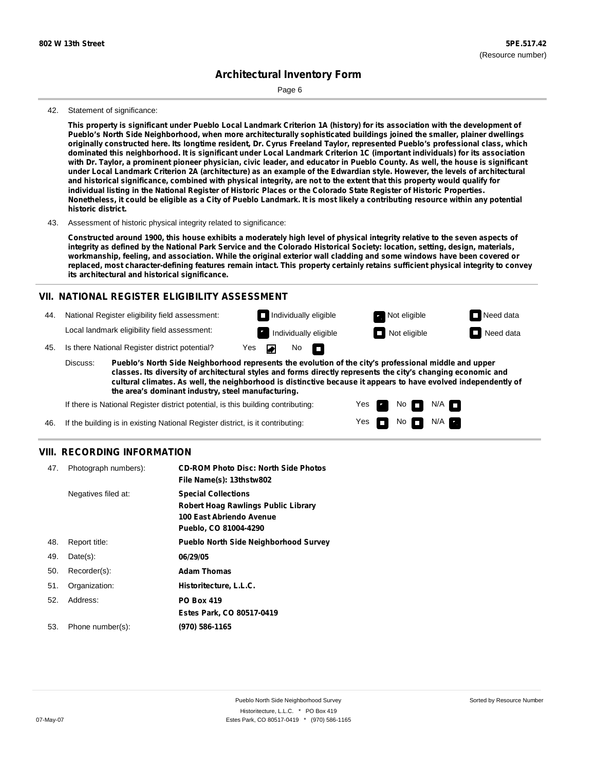# Architectural Inventory Form

42. Statement of significance:

**This property is significant under Pueblo Local Landmark Criterion 1A (history) for its association with the development of Pueblo's North Side Neighborhood, when more architecturally sophisticated buildings joined the smaller, plainer dwellings originally constructed here. Its longtime resident, Dr. Cyrus Freeland Taylor, represented Pueblo's professional class, which dominated this neighborhood. It is significant under Local Landmark Criterion 1C (important individuals) for its association with Dr. Taylor, a prominent pioneer physician, civic leader, and educator in Pueblo County. As well, the house is significant under Local Landmark Criterion 2A (architecture) as an example of the Edwardian style. However, the levels of architectural and historical significance, combined with physical integrity, are not to the extent that this property would qualify for individual listing in the National Register of Historic Places or the Colorado State Register of Historic Properties. Nonetheless, it could be eligible as a City of Pueblo Landmark. It is most likely a contributing resource within any potential historic district.**

43. Assessment of historic physical integrity related to significance:

**Constructed around 1900, this house exhibits a moderately high level of physical integrity relative to the seven aspects of integrity as defined by the National Park Service and the Colorado Historical Society: location, setting, design, materials, workmanship, feeling, and association. While the original exterior wall cladding and some windows have been covered or replaced, most character-defining features remain intact. This property certainly retains sufficient physical integrity to convey its architectural and historical significance.**

## VII. NATIONAL REGISTER ELIGIBILITY ASSESSMENT

44. National Register eligibility field assessment: Individually eligible / **Not eligible** [X] / Need data

Local landmark eligibility field assessment: **Individually eligible** [X] / Not eligible / Need data

45. Is there National Register district potential? **Yes** [X] No

Discuss: **Pueblo's North Side Neighborhood represents the evolution of the city's professional middle and upper classes. Its diversity of architectural styles and forms directly represents the city's changing economic and cultural climates. As well, the neighborhood is distinctive because it appears to have evolved independently of the area's dominant industry, steel manufacturing.**

If there is National Register district potential, is this building contributing: **Yes** [X] No N/A

46. If the building is in existing National Register district, is it contributing: Yes No **N/A** [X]

## VIII. RECORDING INFORMATION

47. Photograph numbers): **CD-ROM Photo Disc: North Side Photos**
**File Name(s): 13thstw802**

Negatives filed at: **Special Collections**
**Robert Hoag Rawlings Public Library**
**100 East Abriendo Avenue**
**Pueblo, CO 81004-4290**

48. Report title: **Pueblo North Side Neighborhood Survey**

49. Date(s): **06/29/05**

50. Recorder(s): **Adam Thomas**

51. Organization: **Historitecture, L.L.C.**

52. Address: **PO Box 419**
**Estes Park, CO 80517-0419**

53. Phone number(s): **(970) 586-1165**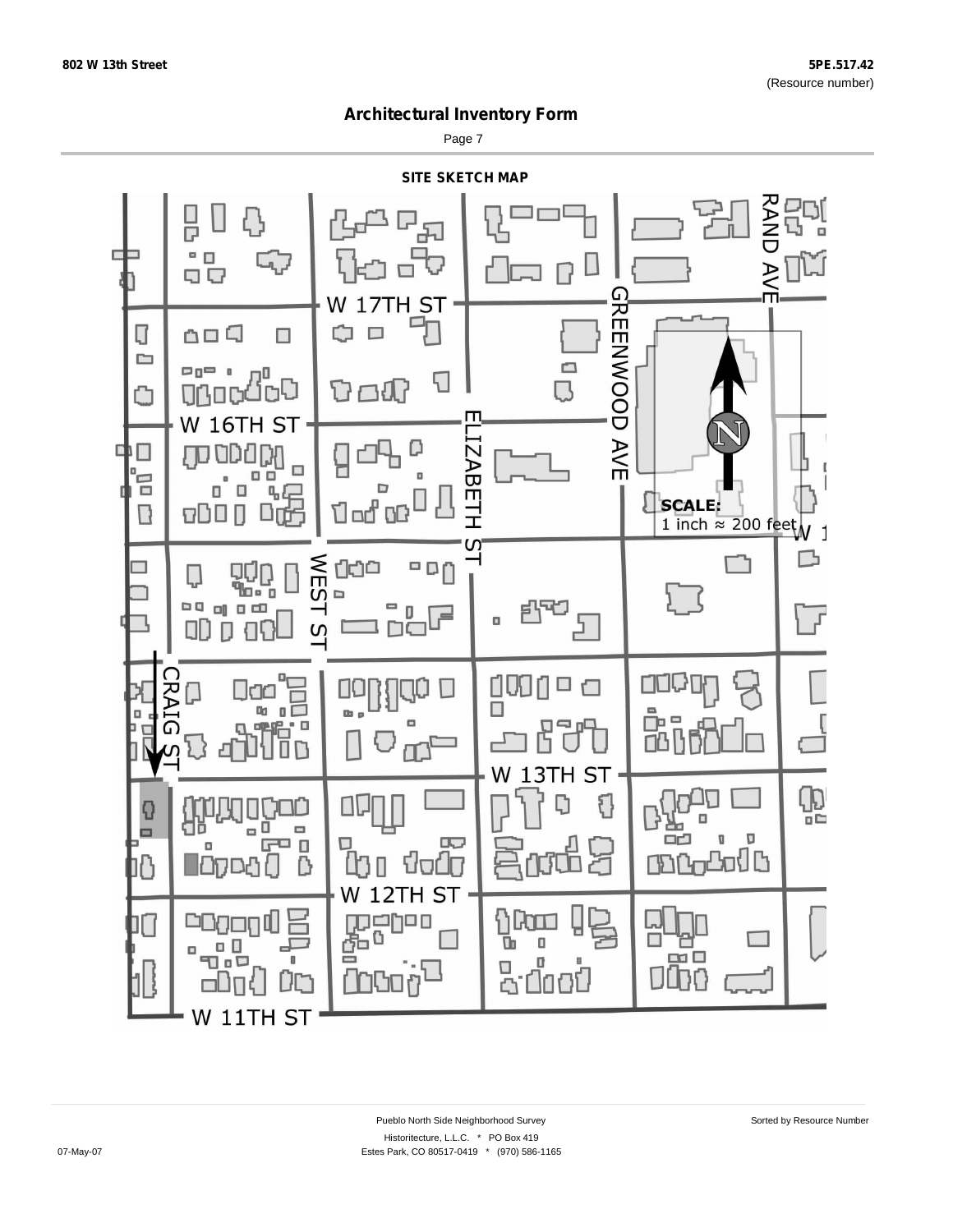# Architectural Inventory Form

## SITE SKETCH MAP

W 17TH ST

W 16TH ST

W 13TH ST

W 12TH ST

W 11TH ST

RAND AVE

GREENWOOD AVE

ELIZABETH ST

WEST ST

CRAIG ST

N

**SCALE:**
1 inch ≈ 200 feet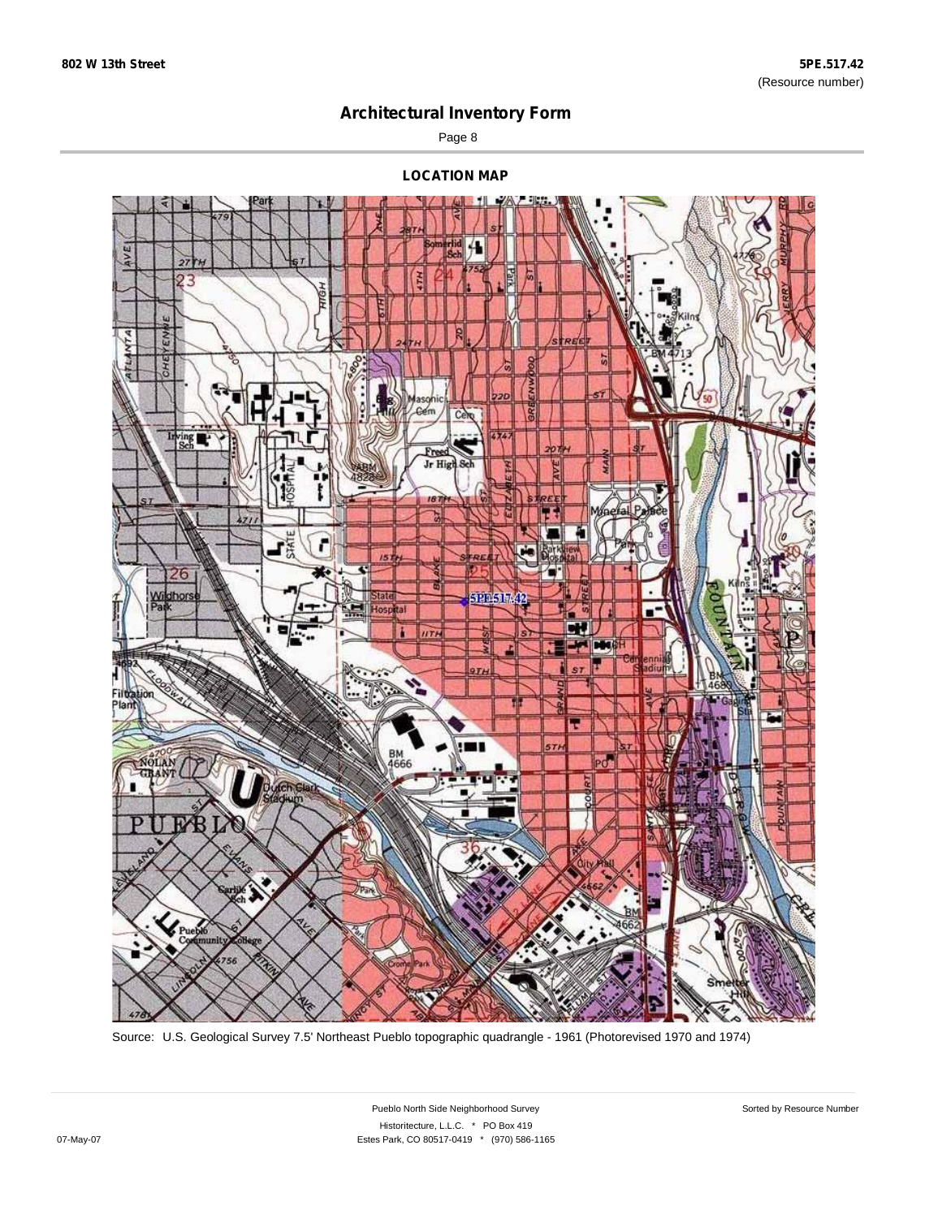# Architectural Inventory Form

## LOCATION MAP

Source: U.S. Geological Survey 7.5' Northeast Pueblo topographic quadrangle - 1961 (Photorevised 1970 and 1974)